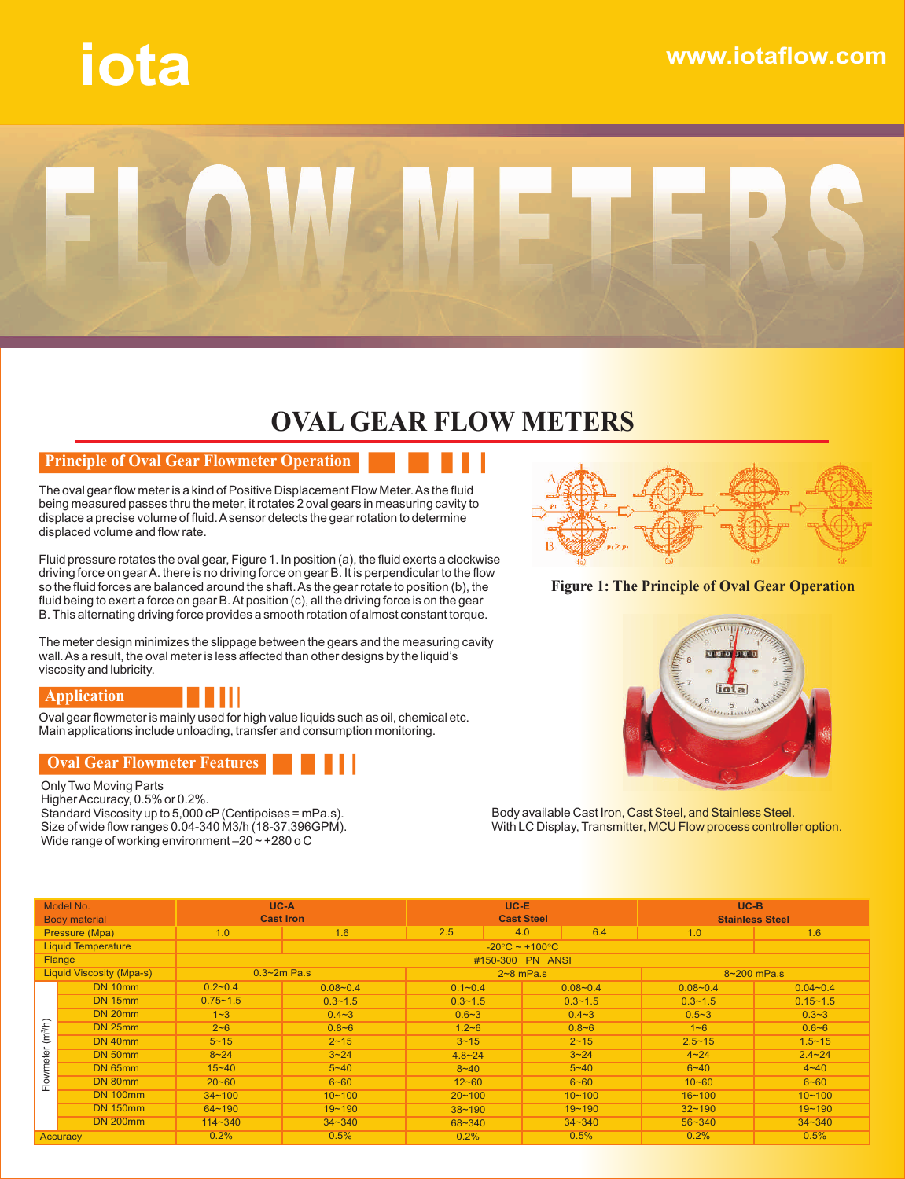# iota

www.iotaflow.com

FLOW METERS

# OVAL GEAR FLOW METERS

## Principle of Oval Gear Flowmeter Operation

The oval gear flow meter is a kind of Positive Displacement Flow Meter. As the fluid being measured passes thru the meter, it rotates 2 oval gears in measuring cavity to displace a precise volume of fluid. A sensor detects the gear rotation to determine displaced volume and flow rate.

Fluid pressure rotates the oval gear, Figure 1. In position (a), the fluid exerts a clockwise driving force on gear A. there is no driving force on gear B. It is perpendicular to the flow so the fluid forces are balanced around the shaft. As the gear rotate to position (b), the fluid being to exert a force on gear B. At position (c), all the driving force is on the gear B. This alternating driving force provides a smooth rotation of almost constant torque.

The meter design minimizes the slippage between the gears and the measuring cavity wall. As a result, the oval meter is less affected than other designs by the liquid's viscosity and lubricity.

**Figure 1: The Principle of Oval Gear Operation**

## Application

Oval gear flowmeter is mainly used for high value liquids such as oil, chemical etc. Main applications include unloading, transfer and consumption monitoring.

## Oval Gear Flowmeter Features

Only Two Moving Parts
Higher Accuracy, 0.5% or 0.2%.
Standard Viscosity up to 5,000 cP (Centipoises = mPa.s).
Size of wide flow ranges 0.04-340 M3/h (18-37,396GPM).
Wide range of working environment –20 ~ +280 o C

Body available Cast Iron, Cast Steel, and Stainless Steel.
With LC Display, Transmitter, MCU Flow process controller option.

| Model No. | | UC-A | | UC-E | | UC-B | |
|---|---|---|---|---|---|---|---|
| Body material | | Cast Iron | | Cast Steel | | Stainless Steel | |
| Pressure (Mpa) | | 1.0 | 1.6 | 2.5 | 4.0 / 6.4 | 1.0 | 1.6 |
| Liquid Temperature | | -20°C ~ +100°C | | | | | |
| Flange | | #150-300 PN ANSI | | | | | |
| Liquid Viscosity (Mpa-s) | | 0.3~2m Pa.s | | 2~8 mPa.s | | 8~200 mPa.s | |
| Flowmeter ($m^3$/h) | DN 10mm | 0.2~0.4 | 0.08~0.4 | 0.1~0.4 | 0.08~0.4 | 0.08~0.4 | 0.04~0.4 |
| | DN 15mm | 0.75~1.5 | 0.3~1.5 | 0.3~1.5 | 0.3~1.5 | 0.3~1.5 | 0.15~1.5 |
| | DN 20mm | 1~3 | 0.4~3 | 0.6~3 | 0.4~3 | 0.5~3 | 0.3~3 |
| | DN 25mm | 2~6 | 0.8~6 | 1.2~6 | 0.8~6 | 1~6 | 0.6~6 |
| | DN 40mm | 5~15 | 2~15 | 3~15 | 2~15 | 2.5~15 | 1.5~15 |
| | DN 50mm | 8~24 | 3~24 | 4.8~24 | 3~24 | 4~24 | 2.4~24 |
| | DN 65mm | 15~40 | 5~40 | 8~40 | 5~40 | 6~40 | 4~40 |
| | DN 80mm | 20~60 | 6~60 | 12~60 | 6~60 | 10~60 | 6~60 |
| | DN 100mm | 34~100 | 10~100 | 20~100 | 10~100 | 16~100 | 10~100 |
| | DN 150mm | 64~190 | 19~190 | 38~190 | 19~190 | 32~190 | 19~190 |
| | DN 200mm | 114~340 | 34~340 | 68~340 | 34~340 | 56~340 | 34~340 |
| Accuracy | | 0.2% | 0.5% | 0.2% | 0.5% | 0.2% | 0.5% |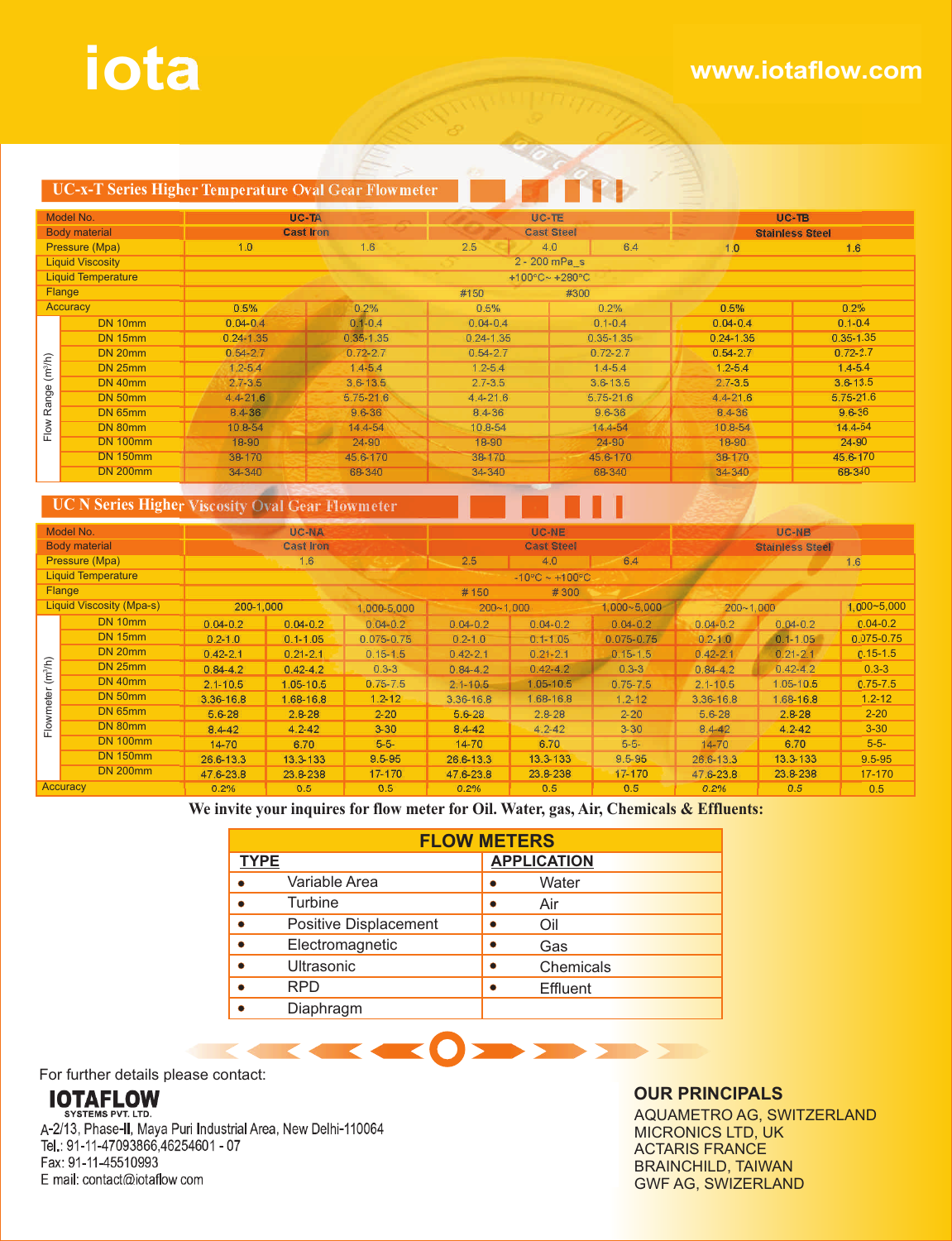# iota

www.iotaflow.com

## UC-x-T Series Higher Temperature Oval Gear Flowmeter

| | | | | | | | |
|---|---|---|---|---|---|---|---|
| Model No. | | UC-TA | | UC-TE | | UC-TB | |
| Body material | | Cast Iron | | Cast Steel | | Stainless Steel | |
| Pressure (Mpa) | | 1.0 | 1.6 | 2.5 | 4.0 / 6.4 | 1.0 | 1.6 |
| Liquid Viscosity | | 2 - 200 mPa_s | | | | | |
| Liquid Temperature | | +100°C~ +280°C | | | | | |
| Flange | | #150 | | #300 | | | |
| Accuracy | | 0.5% | 0.2% | 0.5% | 0.2% | 0.5% | 0.2% |
| Flow Range (m³/h) | DN 10mm | 0.04-0.4 | 0.1-0.4 | 0.04-0.4 | 0.1-0.4 | 0.04-0.4 | 0.1-0.4 |
| | DN 15mm | 0.24-1.35 | 0.35-1.35 | 0.24-1.35 | 0.35-1.35 | 0.24-1.35 | 0.35-1.35 |
| | DN 20mm | 0.54-2.7 | 0.72-2.7 | 0.54-2.7 | 0.72-2.7 | 0.54-2.7 | 0.72-2.7 |
| | DN 25mm | 1.2-5.4 | 1.4-5.4 | 1.2-5.4 | 1.4-5.4 | 1.2-5.4 | 1.4-5.4 |
| | DN 40mm | 2.7-3.5 | 3.6-13.5 | 2.7-3.5 | 3.6-13.5 | 2.7-3.5 | 3.6-13.5 |
| | DN 50mm | 4.4-21.6 | 5.75-21.6 | 4.4-21.6 | 5.75-21.6 | 4.4-21.6 | 5.75-21.6 |
| | DN 65mm | 8.4-36 | 9.6-36 | 8.4-36 | 9.6-36 | 8.4-36 | 9.6-36 |
| | DN 80mm | 10.8-54 | 14.4-54 | 10.8-54 | 14.4-54 | 10.8-54 | 14.4-54 |
| | DN 100mm | 18-90 | 24-90 | 18-90 | 24-90 | 18-90 | 24-90 |
| | DN 150mm | 38-170 | 45.6-170 | 38-170 | 45.6-170 | 38-170 | 45.6-170 |
| | DN 200mm | 34-340 | 68-340 | 34-340 | 68-340 | 34-340 | 68-340 |

## UC N Series Higher Viscosity Oval Gear Flowmeter

| | | | | | | | | | | |
|---|---|---|---|---|---|---|---|---|---|---|
| Model No. | | UC-NA | | | UC-NE | | | UC-NB | | |
| Body material | | Cast Iron | | | Cast Steel | | | Stainless Steel | | |
| Pressure (Mpa) | | 1.6 | | | 2.5 | 4.0 | 6.4 | 1.6 | | |
| Liquid Temperature | | -10°C ~ +100°C | | | | | | | | |
| Flange | | # 150 | | | # 300 | | | | | |
| Liquid Viscosity (Mpa-s) | | 200-1,000 | | 1,000-5,000 | 200~1,000 | | 1,000~5,000 | 200~1,000 | | 1,000~5,000 |
| Flowmeter (m³/h) | DN 10mm | 0.04-0.2 | 0.04-0.2 | 0.04-0.2 | 0.04-0.2 | 0.04-0.2 | 0.04-0.2 | 0.04-0.2 | 0.04-0.2 | 0.04-0.2 |
| | DN 15mm | 0.2-1.0 | 0.1-1.05 | 0.075-0.75 | 0.2-1.0 | 0.1-1.05 | 0.075-0.75 | 0.2-1.0 | 0.1-1.05 | 0.075-0.75 |
| | DN 20mm | 0.42-2.1 | 0.21-2.1 | 0.15-1.5 | 0.42-2.1 | 0.21-2.1 | 0.15-1.5 | 0.42-2.1 | 0.21-2.1 | 0.15-1.5 |
| | DN 25mm | 0.84-4.2 | 0.42-4.2 | 0.3-3 | 0.84-4.2 | 0.42-4.2 | 0.3-3 | 0.84-4.2 | 0.42-4.2 | 0.3-3 |
| | DN 40mm | 2.1-10.5 | 1.05-10.5 | 0.75-7.5 | 2.1-10.5 | 1.05-10.5 | 0.75-7.5 | 2.1-10.5 | 1.05-10.5 | 0.75-7.5 |
| | DN 50mm | 3.36-16.8 | 1.68-16.8 | 1.2-12 | 3.36-16.8 | 1.68-16.8 | 1.2-12 | 3.36-16.8 | 1.68-16.8 | 1.2-12 |
| | DN 65mm | 5.6-28 | 2.8-28 | 2-20 | 5.6-28 | 2.8-28 | 2-20 | 5.6-28 | 2.8-28 | 2-20 |
| | DN 80mm | 8.4-42 | 4.2-42 | 3-30 | 8.4-42 | 4.2-42 | 3-30 | 8.4-42 | 4.2-42 | 3-30 |
| | DN 100mm | 14-70 | 6.70 | 5-5- | 14-70 | 6.70 | 5-5- | 14-70 | 6.70 | 5-5- |
| | DN 150mm | 26.6-13.3 | 13.3-133 | 9.5-95 | 26.6-13.3 | 13.3-133 | 9.5-95 | 26.6-13.3 | 13.3-133 | 9.5-95 |
| | DN 200mm | 47.6-23.8 | 23.8-238 | 17-170 | 47.6-23.8 | 23.8-238 | 17-170 | 47.6-23.8 | 23.8-238 | 17-170 |
| Accuracy | | 0.2% | 0.5 | 0.5 | 0.2% | 0.5 | 0.5 | 0.2% | 0.5 | 0.5 |

**We invite your inquires for flow meter for Oil. Water, gas, Air, Chemicals & Effluents:**

| FLOW METERS | |
|---|---|
| **TYPE** | **APPLICATION** |
| • Variable Area | • Water |
| • Turbine | • Air |
| • Positive Displacement | • Oil |
| • Electromagnetic | • Gas |
| • Ultrasonic | • Chemicals |
| • RPD | • Effluent |
| • Diaphragm | |

For further details please contact:

**IOTAFLOW**
SYSTEMS PVT. LTD.

A-2/13, Phase-II, Maya Puri Industrial Area, New Delhi-110064
Tel.: 91-11-47093866,46254601 - 07
Fax: 91-11-45510993
E mail: contact@iotaflow com

**OUR PRINCIPALS**

AQUAMETRO AG, SWITZERLAND
MICRONICS LTD, UK
ACTARIS FRANCE
BRAINCHILD, TAIWAN
GWF AG, SWIZERLAND